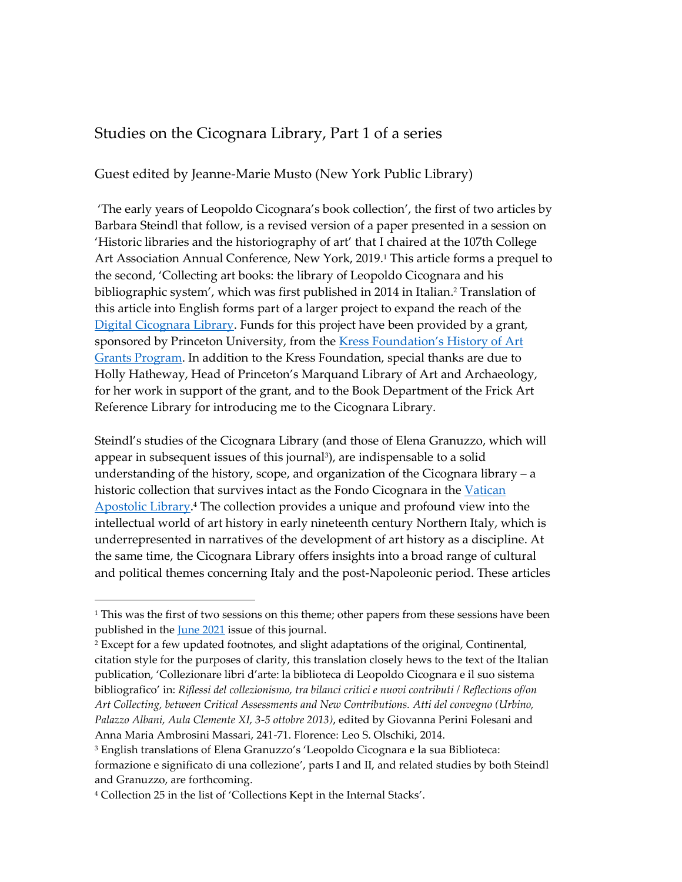# Studies on the Cicognara Library, Part 1 of a series

## Guest edited by Jeanne-Marie Musto (New York Public Library)

'The early years of Leopoldo Cicognara's book collection', the first of two articles by Barbara Steindl that follow, is a revised version of a paper presented in a session on 'Historic libraries and the historiography of art' that I chaired at the 107th College Art Association Annual Conference, New York, 2019.[1] This article forms a prequel to the second, 'Collecting art books: the library of Leopoldo Cicognara and his bibliographic system', which was first published in 2014 in Italian.[2] Translation of this article into English forms part of a larger project to expand the reach of the Digital Cicognara Library. Funds for this project have been provided by a grant, sponsored by Princeton University, from the Kress Foundation's History of Art Grants Program. In addition to the Kress Foundation, special thanks are due to Holly Hatheway, Head of Princeton's Marquand Library of Art and Archaeology, for her work in support of the grant, and to the Book Department of the Frick Art Reference Library for introducing me to the Cicognara Library.

Steindl's studies of the Cicognara Library (and those of Elena Granuzzo, which will appear in subsequent issues of this journal[3]), are indispensable to a solid understanding of the history, scope, and organization of the Cicognara library – a historic collection that survives intact as the Fondo Cicognara in the Vatican Apostolic Library.[4] The collection provides a unique and profound view into the intellectual world of art history in early nineteenth century Northern Italy, which is underrepresented in narratives of the development of art history as a discipline. At the same time, the Cicognara Library offers insights into a broad range of cultural and political themes concerning Italy and the post-Napoleonic period. These articles

---

[1] This was the first of two sessions on this theme; other papers from these sessions have been published in the June 2021 issue of this journal.

[2] Except for a few updated footnotes, and slight adaptations of the original, Continental, citation style for the purposes of clarity, this translation closely hews to the text of the Italian publication, 'Collezionare libri d'arte: la biblioteca di Leopoldo Cicognara e il suo sistema bibliografico' in: *Riflessi del collezionismo, tra bilanci critici e nuovi contributi / Reflections of/on Art Collecting, between Critical Assessments and New Contributions. Atti del convegno (Urbino, Palazzo Albani, Aula Clemente XI, 3-5 ottobre 2013)*, edited by Giovanna Perini Folesani and Anna Maria Ambrosini Massari, 241-71. Florence: Leo S. Olschiki, 2014.

[3] English translations of Elena Granuzzo's 'Leopoldo Cicognara e la sua Biblioteca: formazione e significato di una collezione', parts I and II, and related studies by both Steindl and Granuzzo, are forthcoming.

[4] Collection 25 in the list of 'Collections Kept in the Internal Stacks'.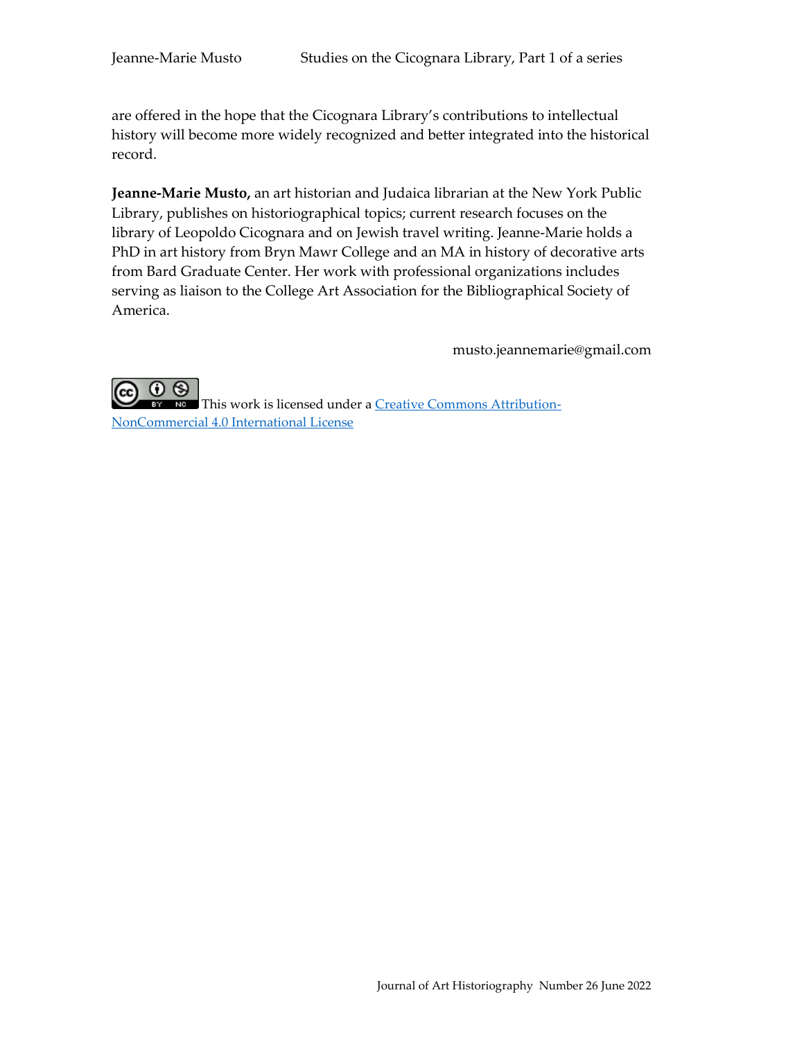are offered in the hope that the Cicognara Library's contributions to intellectual history will become more widely recognized and better integrated into the historical record.

**Jeanne-Marie Musto,** an art historian and Judaica librarian at the New York Public Library, publishes on historiographical topics; current research focuses on the library of Leopoldo Cicognara and on Jewish travel writing. Jeanne-Marie holds a PhD in art history from Bryn Mawr College and an MA in history of decorative arts from Bard Graduate Center. Her work with professional organizations includes serving as liaison to the College Art Association for the Bibliographical Society of America.

musto.jeannemarie@gmail.com

This work is licensed under a Creative Commons Attribution-NonCommercial 4.0 International License